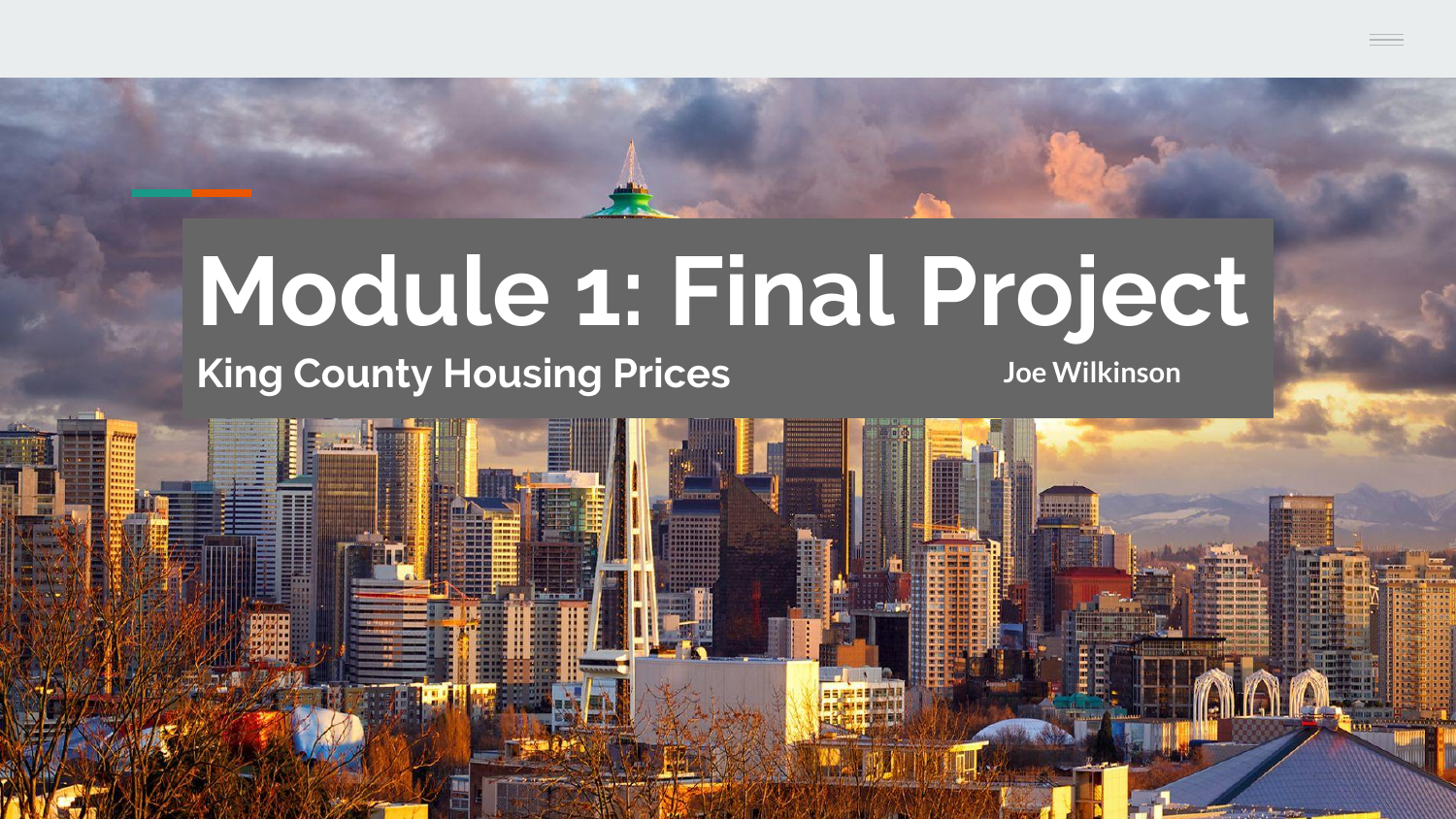# Module 1: Final Project

## King County Housing Prices

**Joe Wilkinson**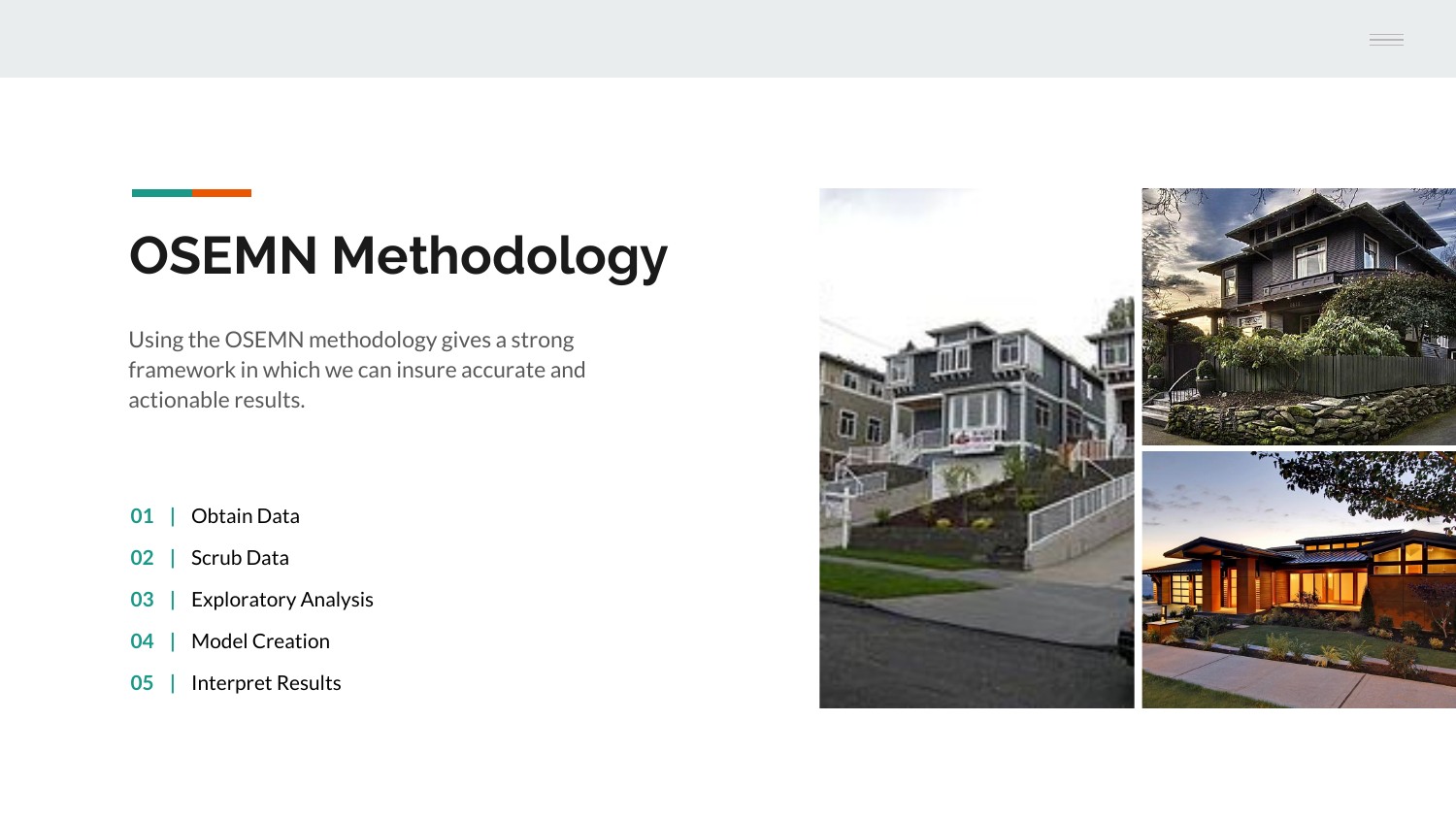# OSEMN Methodology

Using the OSEMN methodology gives a strong framework in which we can insure accurate and actionable results.

- **01** | Obtain Data
- **02** | Scrub Data
- **03** | Exploratory Analysis
- **04** | Model Creation
- **05** | Interpret Results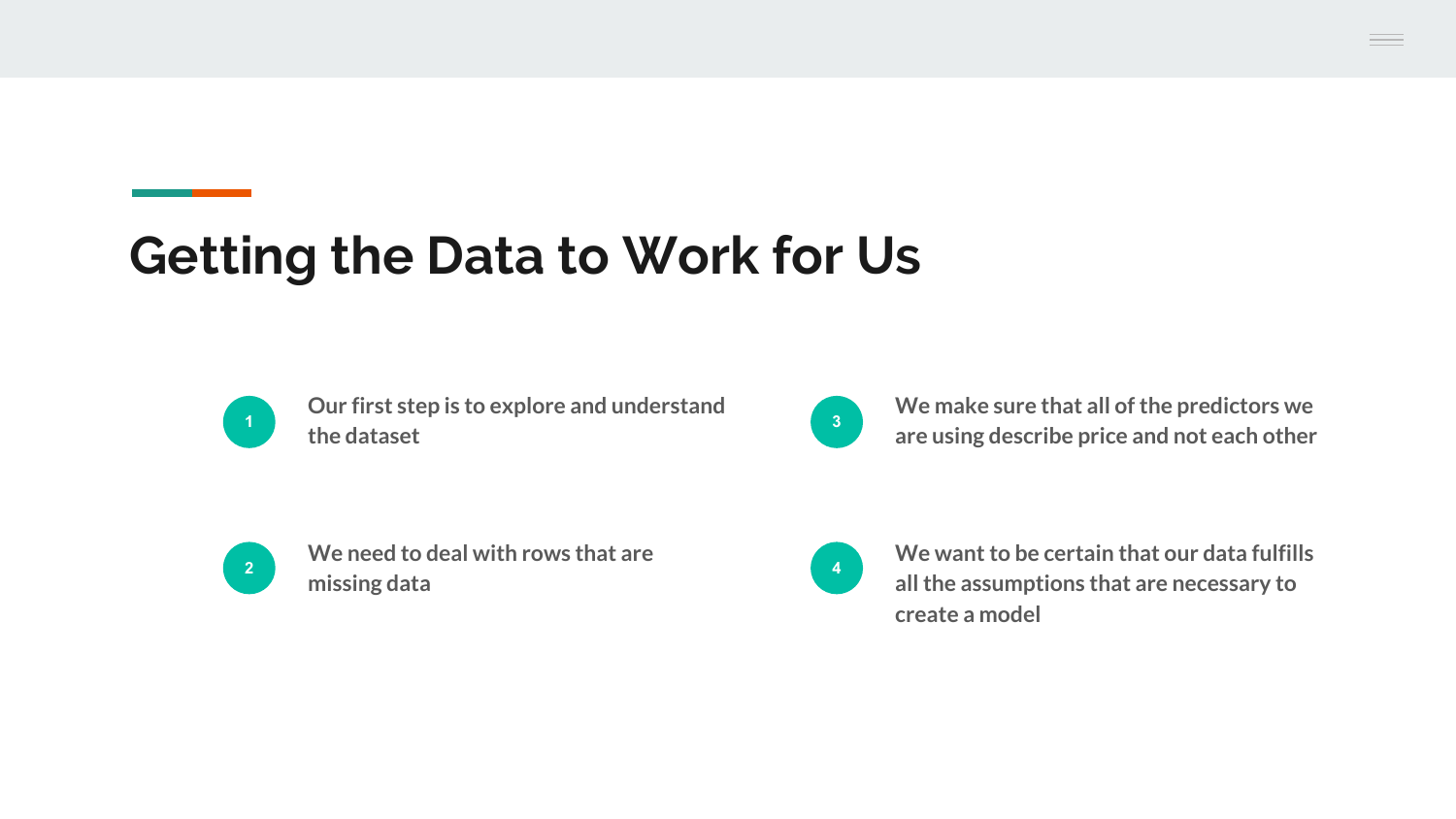# Getting the Data to Work for Us

1. Our first step is to explore and understand the dataset
2. We need to deal with rows that are missing data
3. We make sure that all of the predictors we are using describe price and not each other
4. We want to be certain that our data fulfills all the assumptions that are necessary to create a model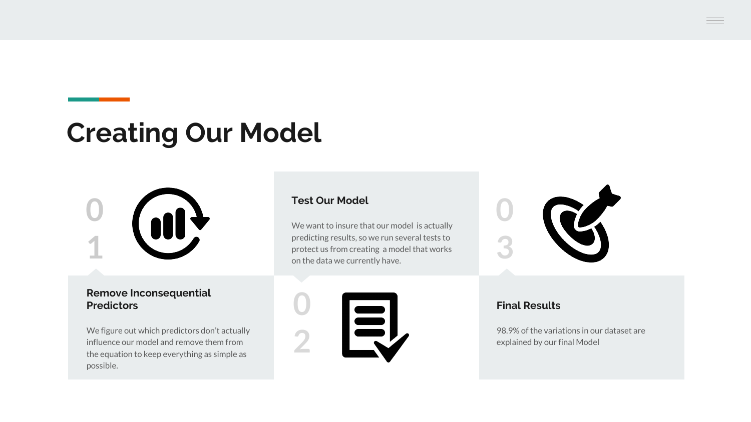# Creating Our Model

01

## Remove Inconsequential Predictors

We figure out which predictors don't actually influence our model and remove them from the equation to keep everything as simple as possible.

02

## Test Our Model

We want to insure that our model is actually predicting results, so we run several tests to protect us from creating a model that works on the data we currently have.

03

## Final Results

98.9% of the variations in our dataset are explained by our final Model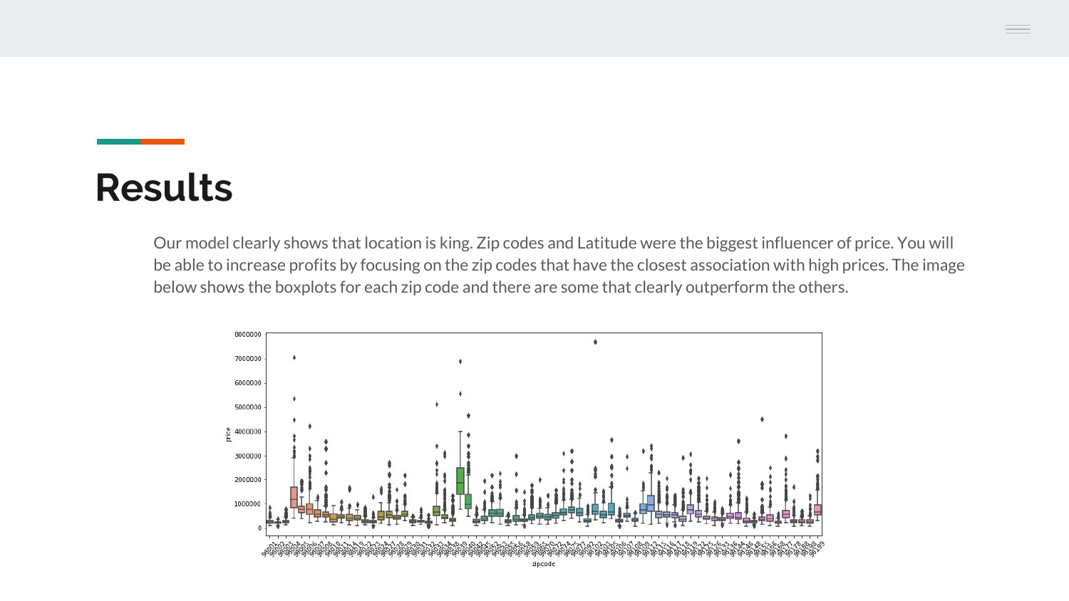# Results

Our model clearly shows that location is king. Zip codes and Latitude were the biggest influencer of price. You will be able to increase profits by focusing on the zip codes that have the closest association with high prices. The image below shows the boxplots for each zip code and there are some that clearly outperform the others.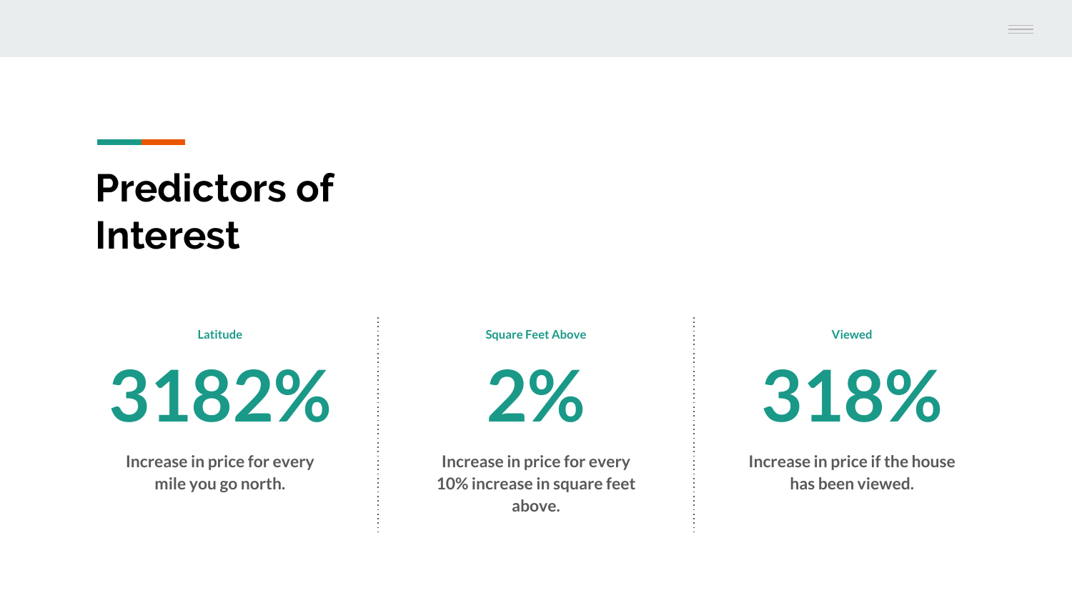# Predictors of Interest

### Latitude

**3182%**

Increase in price for every mile you go north.

### Square Feet Above

**2%**

Increase in price for every 10% increase in square feet above.

### Viewed

**318%**

Increase in price if the house has been viewed.